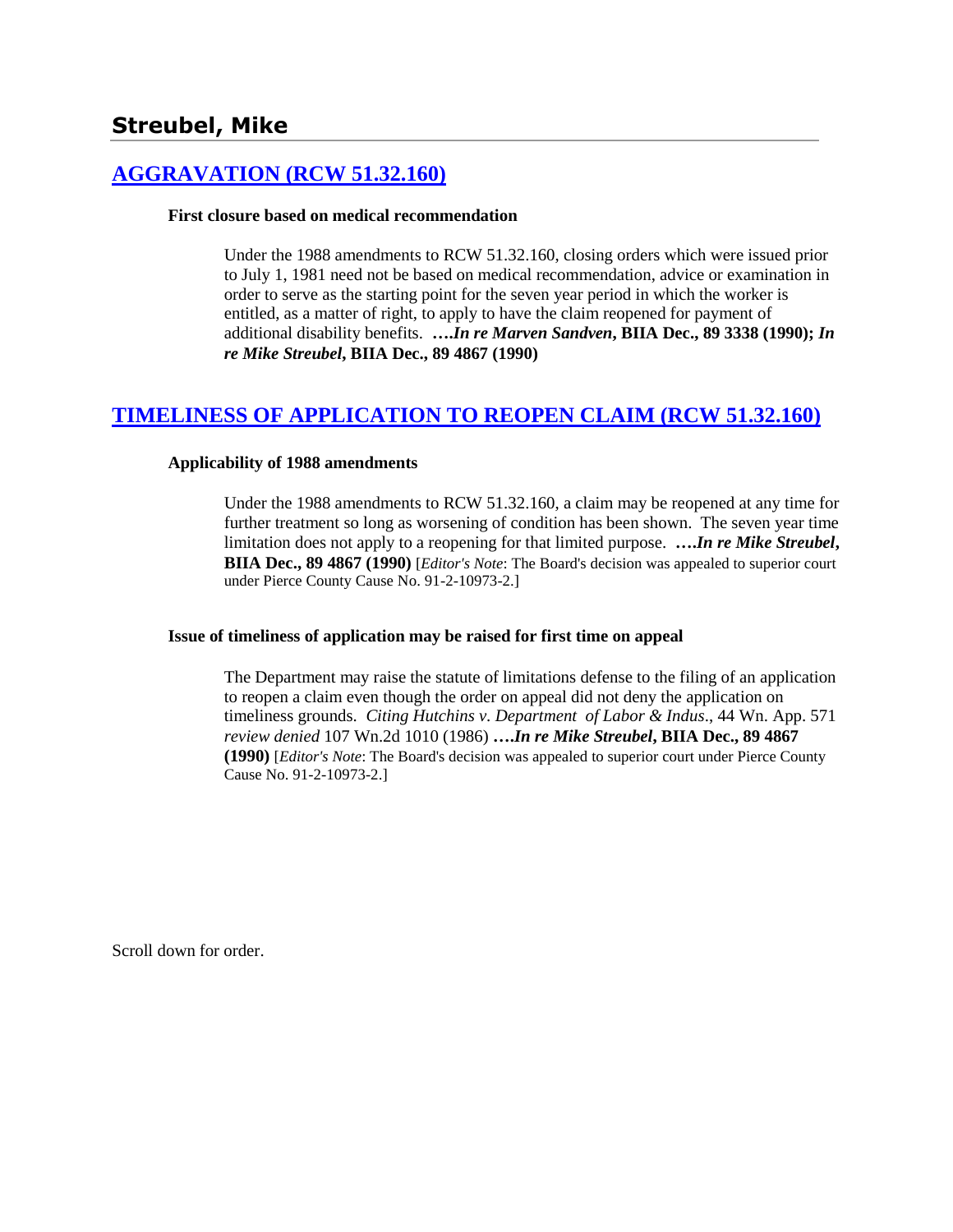## Streubel, Mike

### [AGGRAVATION (RCW 51.32.160)]

**First closure based on medical recommendation**

Under the 1988 amendments to RCW 51.32.160, closing orders which were issued prior to July 1, 1981 need not be based on medical recommendation, advice or examination in order to serve as the starting point for the seven year period in which the worker is entitled, as a matter of right, to apply to have the claim reopened for payment of additional disability benefits. **….*In re Marven Sandven*, BIIA Dec., 89 3338 (1990); *In re Mike Streubel*, BIIA Dec., 89 4867 (1990)**

### [TIMELINESS OF APPLICATION TO REOPEN CLAIM (RCW 51.32.160)]

**Applicability of 1988 amendments**

Under the 1988 amendments to RCW 51.32.160, a claim may be reopened at any time for further treatment so long as worsening of condition has been shown. The seven year time limitation does not apply to a reopening for that limited purpose. **….*In re Mike Streubel*, BIIA Dec., 89 4867 (1990)** [*Editor's Note*: The Board's decision was appealed to superior court under Pierce County Cause No. 91-2-10973-2.]

**Issue of timeliness of application may be raised for first time on appeal**

The Department may raise the statute of limitations defense to the filing of an application to reopen a claim even though the order on appeal did not deny the application on timeliness grounds. *Citing Hutchins v. Department of Labor & Indus*., 44 Wn. App. 571 *review denied* 107 Wn.2d 1010 (1986) **….*In re Mike Streubel*, BIIA Dec., 89 4867 (1990)** [*Editor's Note*: The Board's decision was appealed to superior court under Pierce County Cause No. 91-2-10973-2.]

Scroll down for order.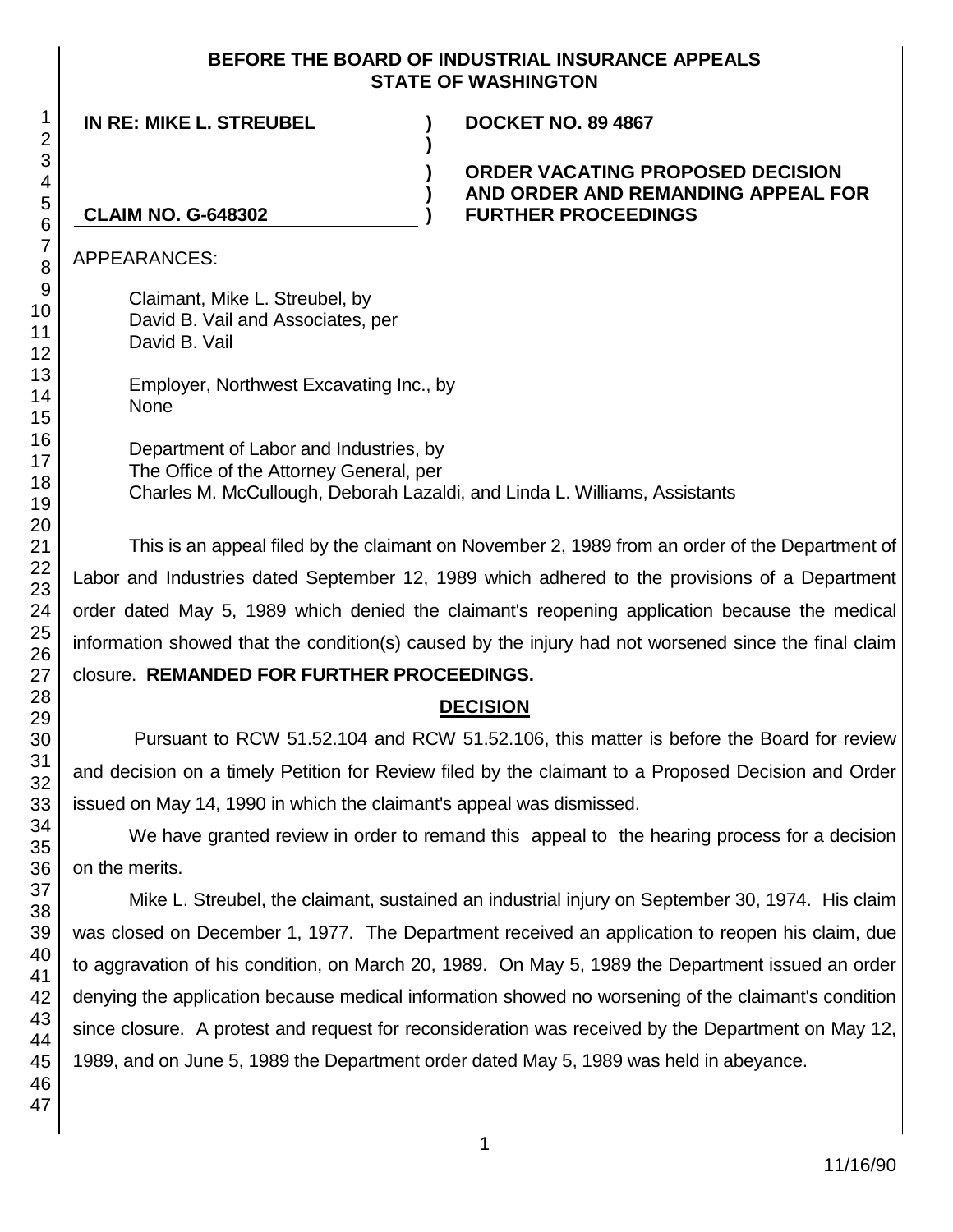**BEFORE THE BOARD OF INDUSTRIAL INSURANCE APPEALS STATE OF WASHINGTON**

| | | |
|---|---|---|
| **IN RE: MIKE L. STREUBEL** | **)** | **DOCKET NO. 89 4867** |
| | **)** | |
| | **)** | **ORDER VACATING PROPOSED DECISION** |
| | **)** | **AND ORDER AND REMANDING APPEAL FOR** |
| **CLAIM NO. G-648302** | **)** | **FURTHER PROCEEDINGS** |

APPEARANCES:

Claimant, Mike L. Streubel, by
David B. Vail and Associates, per
David B. Vail

Employer, Northwest Excavating Inc., by
None

Department of Labor and Industries, by
The Office of the Attorney General, per
Charles M. McCullough, Deborah Lazaldi, and Linda L. Williams, Assistants

This is an appeal filed by the claimant on November 2, 1989 from an order of the Department of Labor and Industries dated September 12, 1989 which adhered to the provisions of a Department order dated May 5, 1989 which denied the claimant's reopening application because the medical information showed that the condition(s) caused by the injury had not worsened since the final claim closure. **REMANDED FOR FURTHER PROCEEDINGS.**

## DECISION

Pursuant to RCW 51.52.104 and RCW 51.52.106, this matter is before the Board for review and decision on a timely Petition for Review filed by the claimant to a Proposed Decision and Order issued on May 14, 1990 in which the claimant's appeal was dismissed.

We have granted review in order to remand this appeal to the hearing process for a decision on the merits.

Mike L. Streubel, the claimant, sustained an industrial injury on September 30, 1974. His claim was closed on December 1, 1977. The Department received an application to reopen his claim, due to aggravation of his condition, on March 20, 1989. On May 5, 1989 the Department issued an order denying the application because medical information showed no worsening of the claimant's condition since closure. A protest and request for reconsideration was received by the Department on May 12, 1989, and on June 5, 1989 the Department order dated May 5, 1989 was held in abeyance.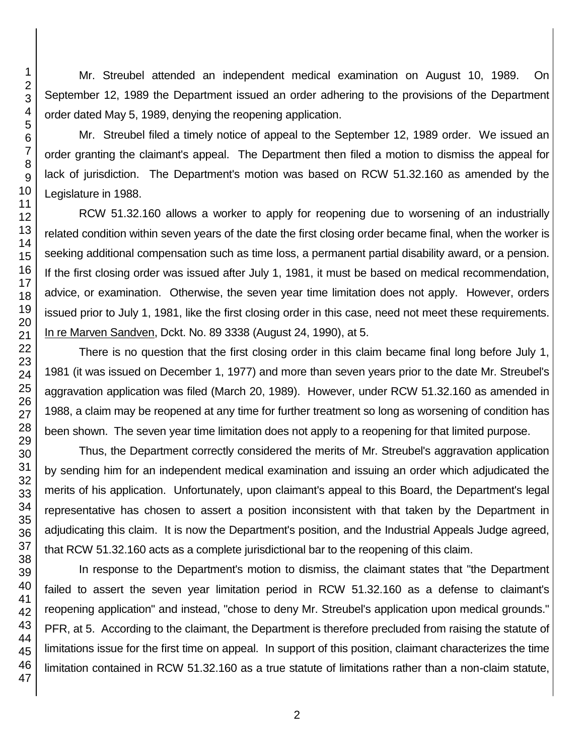Mr. Streubel attended an independent medical examination on August 10, 1989. On September 12, 1989 the Department issued an order adhering to the provisions of the Department order dated May 5, 1989, denying the reopening application.

Mr. Streubel filed a timely notice of appeal to the September 12, 1989 order. We issued an order granting the claimant's appeal. The Department then filed a motion to dismiss the appeal for lack of jurisdiction. The Department's motion was based on RCW 51.32.160 as amended by the Legislature in 1988.

RCW 51.32.160 allows a worker to apply for reopening due to worsening of an industrially related condition within seven years of the date the first closing order became final, when the worker is seeking additional compensation such as time loss, a permanent partial disability award, or a pension. If the first closing order was issued after July 1, 1981, it must be based on medical recommendation, advice, or examination. Otherwise, the seven year time limitation does not apply. However, orders issued prior to July 1, 1981, like the first closing order in this case, need not meet these requirements. In re Marven Sandven, Dckt. No. 89 3338 (August 24, 1990), at 5.

There is no question that the first closing order in this claim became final long before July 1, 1981 (it was issued on December 1, 1977) and more than seven years prior to the date Mr. Streubel's aggravation application was filed (March 20, 1989). However, under RCW 51.32.160 as amended in 1988, a claim may be reopened at any time for further treatment so long as worsening of condition has been shown. The seven year time limitation does not apply to a reopening for that limited purpose.

Thus, the Department correctly considered the merits of Mr. Streubel's aggravation application by sending him for an independent medical examination and issuing an order which adjudicated the merits of his application. Unfortunately, upon claimant's appeal to this Board, the Department's legal representative has chosen to assert a position inconsistent with that taken by the Department in adjudicating this claim. It is now the Department's position, and the Industrial Appeals Judge agreed, that RCW 51.32.160 acts as a complete jurisdictional bar to the reopening of this claim.

In response to the Department's motion to dismiss, the claimant states that "the Department failed to assert the seven year limitation period in RCW 51.32.160 as a defense to claimant's reopening application" and instead, "chose to deny Mr. Streubel's application upon medical grounds." PFR, at 5. According to the claimant, the Department is therefore precluded from raising the statute of limitations issue for the first time on appeal. In support of this position, claimant characterizes the time limitation contained in RCW 51.32.160 as a true statute of limitations rather than a non-claim statute,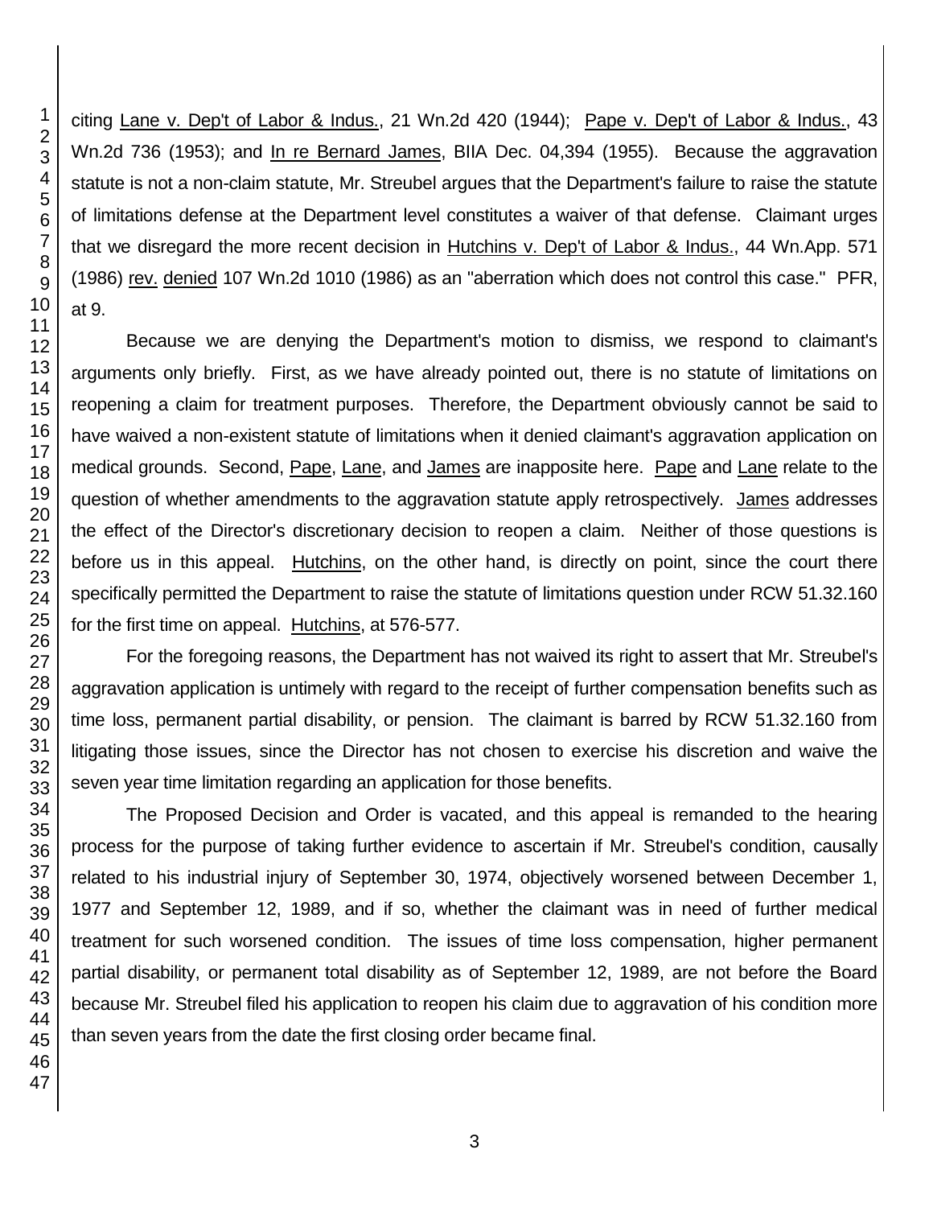citing Lane v. Dep't of Labor & Indus., 21 Wn.2d 420 (1944); Pape v. Dep't of Labor & Indus., 43 Wn.2d 736 (1953); and In re Bernard James, BIIA Dec. 04,394 (1955). Because the aggravation statute is not a non-claim statute, Mr. Streubel argues that the Department's failure to raise the statute of limitations defense at the Department level constitutes a waiver of that defense. Claimant urges that we disregard the more recent decision in Hutchins v. Dep't of Labor & Indus., 44 Wn.App. 571 (1986) rev. denied 107 Wn.2d 1010 (1986) as an "aberration which does not control this case." PFR, at 9.

Because we are denying the Department's motion to dismiss, we respond to claimant's arguments only briefly. First, as we have already pointed out, there is no statute of limitations on reopening a claim for treatment purposes. Therefore, the Department obviously cannot be said to have waived a non-existent statute of limitations when it denied claimant's aggravation application on medical grounds. Second, Pape, Lane, and James are inapposite here. Pape and Lane relate to the question of whether amendments to the aggravation statute apply retrospectively. James addresses the effect of the Director's discretionary decision to reopen a claim. Neither of those questions is before us in this appeal. Hutchins, on the other hand, is directly on point, since the court there specifically permitted the Department to raise the statute of limitations question under RCW 51.32.160 for the first time on appeal. Hutchins, at 576-577.

For the foregoing reasons, the Department has not waived its right to assert that Mr. Streubel's aggravation application is untimely with regard to the receipt of further compensation benefits such as time loss, permanent partial disability, or pension. The claimant is barred by RCW 51.32.160 from litigating those issues, since the Director has not chosen to exercise his discretion and waive the seven year time limitation regarding an application for those benefits.

The Proposed Decision and Order is vacated, and this appeal is remanded to the hearing process for the purpose of taking further evidence to ascertain if Mr. Streubel's condition, causally related to his industrial injury of September 30, 1974, objectively worsened between December 1, 1977 and September 12, 1989, and if so, whether the claimant was in need of further medical treatment for such worsened condition. The issues of time loss compensation, higher permanent partial disability, or permanent total disability as of September 12, 1989, are not before the Board because Mr. Streubel filed his application to reopen his claim due to aggravation of his condition more than seven years from the date the first closing order became final.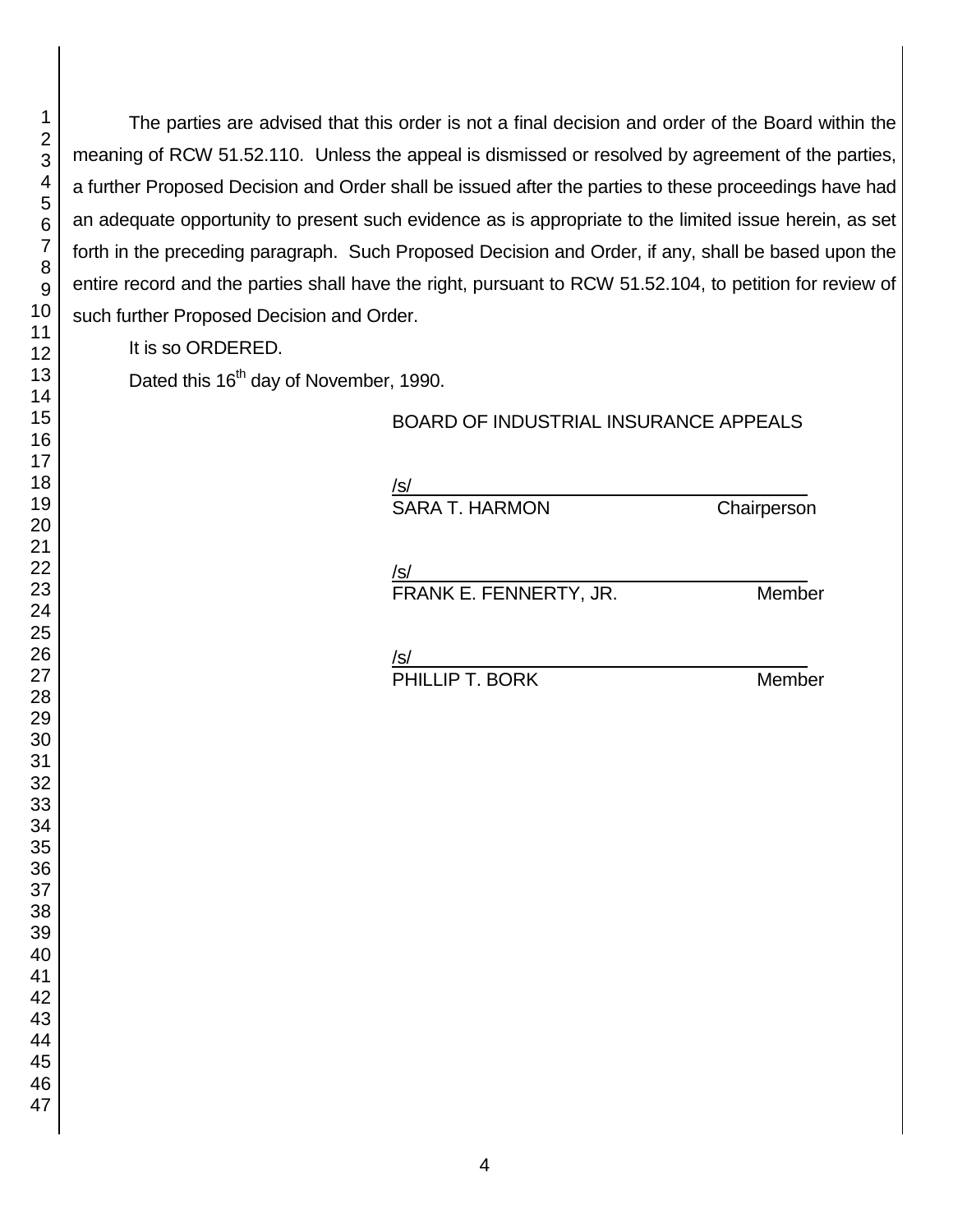The parties are advised that this order is not a final decision and order of the Board within the meaning of RCW 51.52.110. Unless the appeal is dismissed or resolved by agreement of the parties, a further Proposed Decision and Order shall be issued after the parties to these proceedings have had an adequate opportunity to present such evidence as is appropriate to the limited issue herein, as set forth in the preceding paragraph. Such Proposed Decision and Order, if any, shall be based upon the entire record and the parties shall have the right, pursuant to RCW 51.52.104, to petition for review of such further Proposed Decision and Order.

It is so ORDERED.

Dated this 16th day of November, 1990.

BOARD OF INDUSTRIAL INSURANCE APPEALS

/s/
SARA T. HARMON Chairperson

/s/
FRANK E. FENNERTY, JR. Member

/s/
PHILLIP T. BORK Member